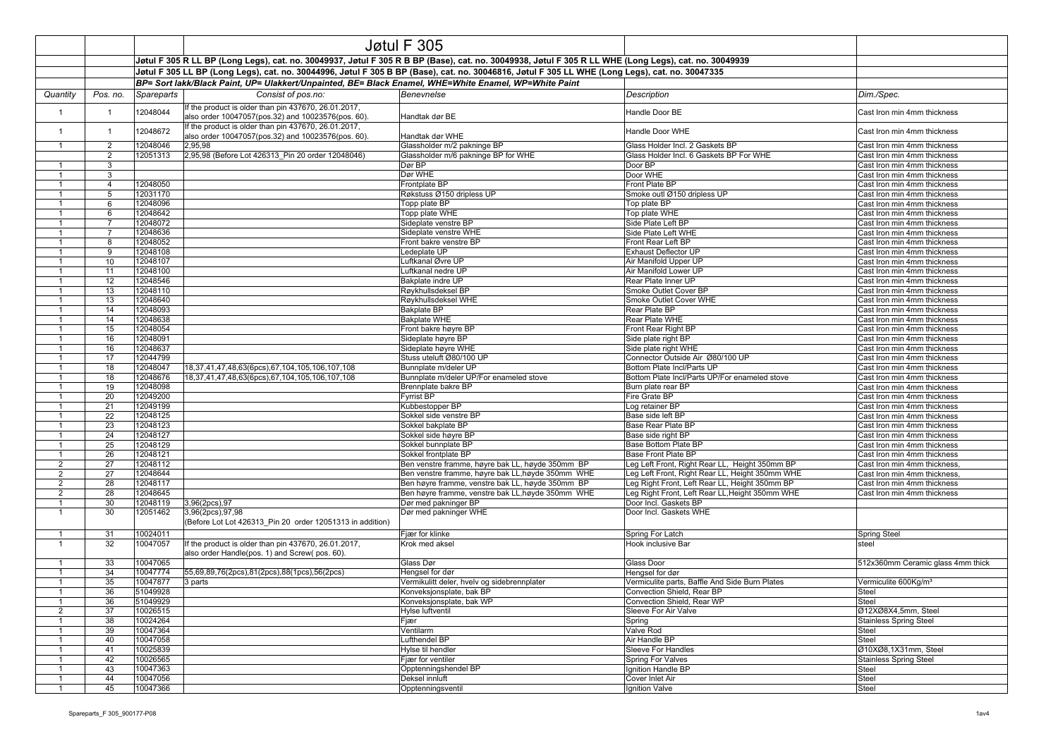# Jøtul F 305

**Jøtul F 305 R LL BP (Long Legs), cat. no. 30049937, Jøtul F 305 R B BP (Base), cat. no. 30049938, Jøtul F 305 R LL WHE (Long Legs), cat. no. 30049939**

**Jøtul F 305 LL BP (Long Legs), cat. no. 30044996, Jøtul F 305 B BP (Base), cat. no. 30046816, Jøtul F 305 LL WHE (Long Legs), cat. no. 30047335**

***BP= Sort lakk/Black Paint, UP= Ulakkert/Unpainted, BE= Black Enamel, WHE=White Enamel, WP=White Paint***

| *Quantity* | *Pos. no.* | *Spareparts* | *Consist of pos.no:* | *Benevnelse* | *Description* | *Dim./Spec.* |
|---|---|---|---|---|---|---|
| 1 | 1 | 12048044 | If the product is older than pin 437670, 26.01.2017, also order 10047057(pos.32) and 10023576(pos. 60). | Handtak dør BE | Handle Door BE | Cast Iron min 4mm thickness |
| 1 | 1 | 12048672 | If the product is older than pin 437670, 26.01.2017, also order 10047057(pos.32) and 10023576(pos. 60). | Handtak dør WHE | Handle Door WHE | Cast Iron min 4mm thickness |
| 1 | 2 | 12048046 | 2,95,98 | Glassholder m/2 pakninge BP | Glass Holder Incl. 2 Gaskets BP | Cast Iron min 4mm thickness |
| | 2 | 12051313 | 2,95,98 (Before Lot 426313_Pin 20 order 12048046) | Glassholder m/6 pakninge BP for WHE | Glass Holder Incl. 6 Gaskets BP For WHE | Cast Iron min 4mm thickness |
| 1 | 3 | | | Dør BP | Door BP | Cast Iron min 4mm thickness |
| 1 | 3 | | | Dør WHE | Door WHE | Cast Iron min 4mm thickness |
| 1 | 4 | 12048050 | | Frontplate BP | Front Plate BP | Cast Iron min 4mm thickness |
| 1 | 5 | 12031170 | | Røkstuss Ø150 dripless UP | Smoke outl Ø150 dripless UP | Cast Iron min 4mm thickness |
| 1 | 6 | 12048096 | | Topp plate BP | Top plate BP | Cast Iron min 4mm thickness |
| 1 | 6 | 12048642 | | Topp plate WHE | Top plate WHE | Cast Iron min 4mm thickness |
| 1 | 7 | 12048072 | | Sideplate venstre BP | Side Plate Left BP | Cast Iron min 4mm thickness |
| 1 | 7 | 12048636 | | Sideplate venstre WHE | Side Plate Left WHE | Cast Iron min 4mm thickness |
| 1 | 8 | 12048052 | | Front bakre venstre BP | Front Rear Left BP | Cast Iron min 4mm thickness |
| 1 | 9 | 12048108 | | Ledeplate UP | Exhaust Deflector UP | Cast Iron min 4mm thickness |
| 1 | 10 | 12048107 | | Luftkanal Øvre UP | Air Manifold Upper UP | Cast Iron min 4mm thickness |
| 1 | 11 | 12048100 | | Luftkanal nedre UP | Air Manifold Lower UP | Cast Iron min 4mm thickness |
| 1 | 12 | 12048546 | | Bakplate indre UP | Rear Plate Inner UP | Cast Iron min 4mm thickness |
| 1 | 13 | 12048110 | | Røykhullsdeksel BP | Smoke Outlet Cover BP | Cast Iron min 4mm thickness |
| 1 | 13 | 12048640 | | Røykhullsdeksel WHE | Smoke Outlet Cover WHE | Cast Iron min 4mm thickness |
| 1 | 14 | 12048093 | | Bakplate BP | Rear Plate BP | Cast Iron min 4mm thickness |
| 1 | 14 | 12048638 | | Bakplate WHE | Rear Plate WHE | Cast Iron min 4mm thickness |
| 1 | 15 | 12048054 | | Front bakre høyre BP | Front Rear Right BP | Cast Iron min 4mm thickness |
| 1 | 16 | 12048091 | | Sideplate høyre BP | Side plate right BP | Cast Iron min 4mm thickness |
| 1 | 16 | 12048637 | | Sideplate høyre WHE | Side plate right WHE | Cast Iron min 4mm thickness |
| 1 | 17 | 12044799 | | Stuss uteluft Ø80/100 UP | Connector Outside Air Ø80/100 UP | Cast Iron min 4mm thickness |
| 1 | 18 | 12048047 | 18,37,41,47,48,63(6pcs),67,104,105,106,107,108 | Bunnplate m/deler UP | Bottom Plate Incl/Parts UP | Cast Iron min 4mm thickness |
| 1 | 18 | 12048676 | 18,37,41,47,48,63(6pcs),67,104,105,106,107,108 | Bunnplate m/deler UP/For enameled stove | Bottom Plate Incl/Parts UP/For enameled stove | Cast Iron min 4mm thickness |
| 1 | 19 | 12048098 | | Brennplate bakre BP | Burn plate rear BP | Cast Iron min 4mm thickness |
| 1 | 20 | 12049200 | | Fyrrist BP | Fire Grate BP | Cast Iron min 4mm thickness |
| 1 | 21 | 12049199 | | Kubbestopper BP | Log retainer BP | Cast Iron min 4mm thickness |
| 1 | 22 | 12048125 | | Sokkel side venstre BP | Base side left BP | Cast Iron min 4mm thickness |
| 1 | 23 | 12048123 | | Sokkel bakplate BP | Base Rear Plate BP | Cast Iron min 4mm thickness |
| 1 | 24 | 12048127 | | Sokkel side høyre BP | Base side right BP | Cast Iron min 4mm thickness |
| 1 | 25 | 12048129 | | Sokkel bunnplate BP | Base Bottom Plate BP | Cast Iron min 4mm thickness |
| 1 | 26 | 12048121 | | Sokkel frontplate BP | Base Front Plate BP | Cast Iron min 4mm thickness |
| 2 | 27 | 12048112 | | Ben venstre framme, høyre bak LL, høyde 350mm BP | Leg Left Front, Right Rear LL, Height 350mm BP | Cast Iron min 4mm thickness, |
| 2 | 27 | 12048644 | | Ben venstre framme, høyre bak LL,høyde 350mm WHE | Leg Left Front, Right Rear LL, Height 350mm WHE | Cast Iron min 4mm thickness, |
| 2 | 28 | 12048117 | | Ben høyre framme, venstre bak LL, høyde 350mm BP | Leg Right Front, Left Rear LL, Height 350mm BP | Cast Iron min 4mm thickness |
| 2 | 28 | 12048645 | | Ben høyre framme, venstre bak LL,høyde 350mm WHE | Leg Right Front, Left Rear LL,Height 350mm WHE | Cast Iron min 4mm thickness |
| 1 | 30 | 12048119 | 3,96(2pcs),97 | Dør med pakninger BP | Door Incl. Gaskets BP | |
| 1 | 30 | 12051462 | 3,96(2pcs),97,98 (Before Lot 426313_Pin 20 order 12051313 in addition) | Dør med pakninger WHE | Door Incl. Gaskets WHE | |
| 1 | 31 | 10024011 | | Fjær for klinke | Spring For Latch | Spring Steel |
| 1 | 32 | 10047057 | If the product is older than pin 437670, 26.01.2017, also order Handle(pos. 1) and Screw( pos. 60). | Krok med aksel | Hook inclusive Bar | steel |
| 1 | 33 | 10047065 | | Glass Dør | Glass Door | 512x360mm Ceramic glass 4mm thick |
| 1 | 34 | 10047774 | 55,69,89,76(2pcs),81(2pcs),88(1pcs),56(2pcs) | Hengsel for dør | Hengsel for dør | |
| 1 | 35 | 10047877 | 3 parts | Vermikulitt deler, hvelv og sidebrennplater | Vermiculite parts, Baffle And Side Burn Plates | Vermiculite 600Kg/m³ |
| 1 | 36 | 51049928 | | Konveksjonsplate, bak BP | Convection Shield, Rear BP | Steel |
| 1 | 36 | 51049929 | | Konveksjonsplate, bak WP | Convection Shield, Rear WP | Steel |
| 2 | 37 | 10026515 | | Hylse luftventil | Sleeve For Air Valve | Ø12XØ8X4,5mm, Steel |
| 1 | 38 | 10024264 | | Fjær | Spring | Stainless Spring Steel |
| 1 | 39 | 10047364 | | Ventilarm | Valve Rod | Steel |
| 1 | 40 | 10047058 | | Lufthendel BP | Air Handle BP | Steel |
| 1 | 41 | 10025839 | | Hylse til hendler | Sleeve For Handles | Ø10XØ8,1X31mm, Steel |
| 1 | 42 | 10026565 | | Fjær for ventiler | Spring For Valves | Stainless Spring Steel |
| 1 | 43 | 10047363 | | Opptenningshendel BP | Ignition Handle BP | Steel |
| 1 | 44 | 10047056 | | Deksel innluft | Cover Inlet Air | Steel |
| 1 | 45 | 10047366 | | Opptenningsventil | Ignition Valve | Steel |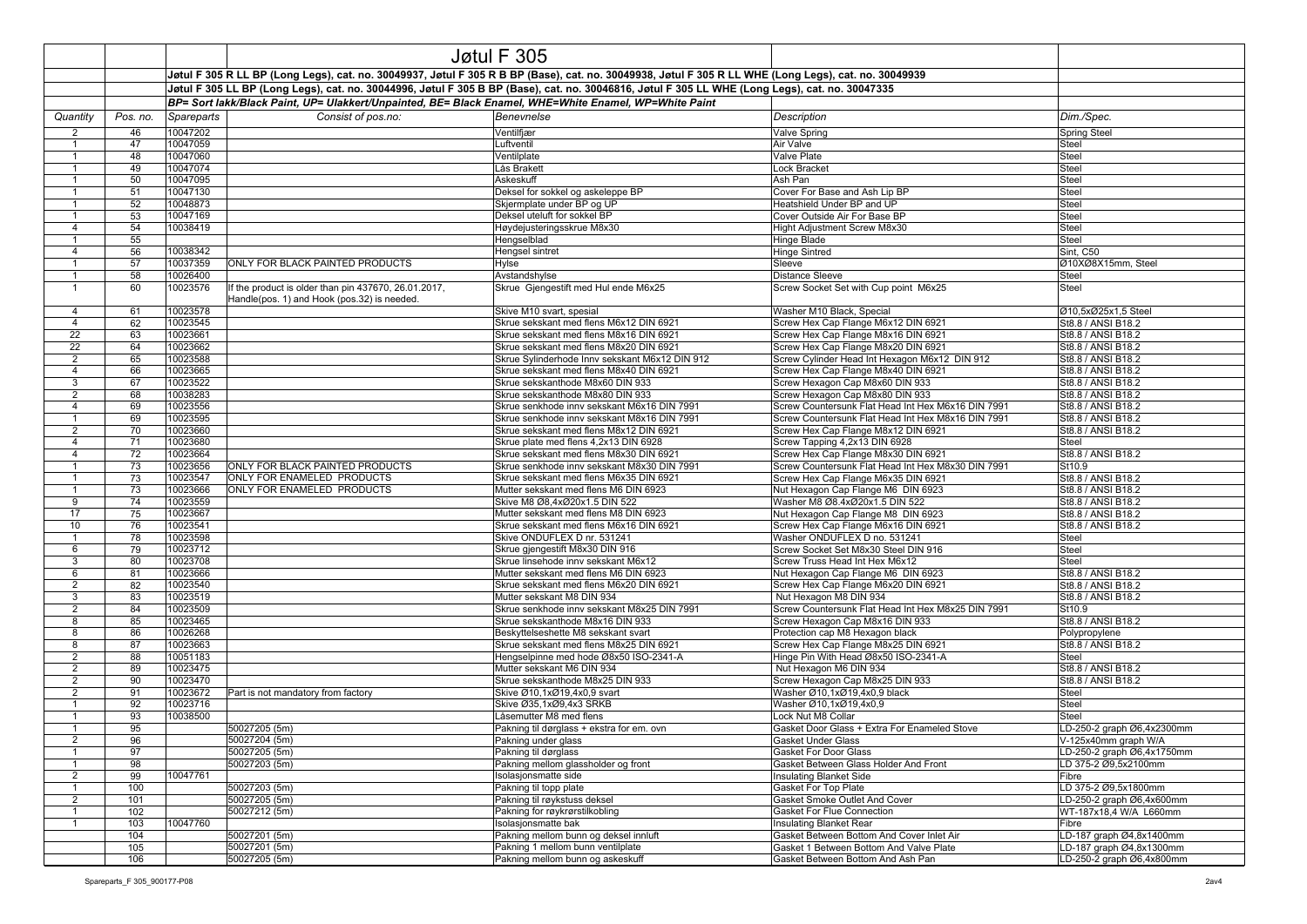# Jøtul F 305

**Jøtul F 305 R LL BP (Long Legs), cat. no. 30049937, Jøtul F 305 R B BP (Base), cat. no. 30049938, Jøtul F 305 R LL WHE (Long Legs), cat. no. 30049939**

**Jøtul F 305 LL BP (Long Legs), cat. no. 30044996, Jøtul F 305 B BP (Base), cat. no. 30046816, Jøtul F 305 LL WHE (Long Legs), cat. no. 30047335**

***BP= Sort lakk/Black Paint, UP= Ulakkert/Unpainted, BE= Black Enamel, WHE=White Enamel, WP=White Paint***

| *Quantity* | *Pos. no.* | *Spareparts* | *Consist of pos.no:* | *Benevnelse* | *Description* | *Dim./Spec.* |
|---|---|---|---|---|---|---|
| 2 | 46 | 10047202 | | Ventilfjær | Valve Spring | Spring Steel |
| 1 | 47 | 10047059 | | Luftventil | Air Valve | Steel |
| 1 | 48 | 10047060 | | Ventilplate | Valve Plate | Steel |
| 1 | 49 | 10047074 | | Lås Brakett | Lock Bracket | Steel |
| 1 | 50 | 10047095 | | Askeskuff | Ash Pan | Steel |
| 1 | 51 | 10047130 | | Deksel for sokkel og askeleppe BP | Cover For Base and Ash Lip BP | Steel |
| 1 | 52 | 10048873 | | Skjermplate under BP og UP | Heatshield Under BP and UP | Steel |
| 1 | 53 | 10047169 | | Deksel uteluft for sokkel BP | Cover Outside Air For Base BP | Steel |
| 4 | 54 | 10038419 | | Høydejusteringsskrue M8x30 | Hight Adjustment Screw M8x30 | Steel |
| 1 | 55 | | | Hengselblad | Hinge Blade | Steel |
| 4 | 56 | 10038342 | | Hengsel sintret | Hinge Sintred | Sint, C50 |
| 1 | 57 | 10037359 | ONLY FOR BLACK PAINTED PRODUCTS | Hylse | Sleeve | Ø10XØ8X15mm, Steel |
| 1 | 58 | 10026400 | | Avstandshylse | Distance Sleeve | Steel |
| 1 | 60 | 10023576 | If the product is older than pin 437670, 26.01.2017, Handle(pos. 1) and Hook (pos.32) is needed. | Skrue Gjengestift med Hul ende M6x25 | Screw Socket Set with Cup point M6x25 | Steel |
| 4 | 61 | 10023578 | | Skive M10 svart, spesial | Washer M10 Black, Special | Ø10,5xØ25x1,5 Steel |
| 4 | 62 | 10023545 | | Skrue sekskant med flens M6x12 DIN 6921 | Screw Hex Cap Flange M6x12 DIN 6921 | St8.8 / ANSI B18.2 |
| 22 | 63 | 10023661 | | Skrue sekskant med flens M8x16 DIN 6921 | Screw Hex Cap Flange M8x16 DIN 6921 | St8.8 / ANSI B18.2 |
| 22 | 64 | 10023662 | | Skrue sekskant med flens M8x20 DIN 6921 | Screw Hex Cap Flange M8x20 DIN 6921 | St8.8 / ANSI B18.2 |
| 2 | 65 | 10023588 | | Skrue Sylinderhode Innv sekskant M6x12 DIN 912 | Screw Cylinder Head Int Hexagon M6x12 DIN 912 | St8.8 / ANSI B18.2 |
| 4 | 66 | 10023665 | | Skrue sekskant med flens M8x40 DIN 6921 | Screw Hex Cap Flange M8x40 DIN 6921 | St8.8 / ANSI B18.2 |
| 3 | 67 | 10023522 | | Skrue sekskanthode M8x60 DIN 933 | Screw Hexagon Cap M8x60 DIN 933 | St8.8 / ANSI B18.2 |
| 2 | 68 | 10038283 | | Skrue sekskanthode M8x80 DIN 933 | Screw Hexagon Cap M8x80 DIN 933 | St8.8 / ANSI B18.2 |
| 4 | 69 | 10023556 | | Skrue senkhode innv sekskant M6x16 DIN 7991 | Screw Countersunk Flat Head Int Hex M6x16 DIN 7991 | St8.8 / ANSI B18.2 |
| 1 | 69 | 10023595 | | Skrue senkhode innv sekskant M8x16 DIN 7991 | Screw Countersunk Flat Head Int Hex M8x16 DIN 7991 | St8.8 / ANSI B18.2 |
| 2 | 70 | 10023660 | | Skrue sekskant med flens M8x12 DIN 6921 | Screw Hex Cap Flange M8x12 DIN 6921 | St8.8 / ANSI B18.2 |
| 4 | 71 | 10023680 | | Skrue plate med flens 4,2x13 DIN 6928 | Screw Tapping 4,2x13 DIN 6928 | Steel |
| 4 | 72 | 10023664 | | Skrue sekskant med flens M8x30 DIN 6921 | Screw Hex Cap Flange M8x30 DIN 6921 | St8.8 / ANSI B18.2 |
| 1 | 73 | 10023656 | ONLY FOR BLACK PAINTED PRODUCTS | Skrue senkhode innv sekskant M8x30 DIN 7991 | Screw Countersunk Flat Head Int Hex M8x30 DIN 7991 | St10.9 |
| 1 | 73 | 10023547 | ONLY FOR ENAMELED PRODUCTS | Skrue sekskant med flens M6x35 DIN 6921 | Screw Hex Cap Flange M6x35 DIN 6921 | St8.8 / ANSI B18.2 |
| 1 | 73 | 10023666 | ONLY FOR ENAMELED PRODUCTS | Mutter sekskant med flens M6 DIN 6923 | Nut Hexagon Cap Flange M6 DIN 6923 | St8.8 / ANSI B18.2 |
| 9 | 74 | 10023559 | | Skive M8 Ø8,4xØ20x1.5 DIN 522 | Washer M8 Ø8.4xØ20x1.5 DIN 522 | St8.8 / ANSI B18.2 |
| 17 | 75 | 10023667 | | Mutter sekskant med flens M8 DIN 6923 | Nut Hexagon Cap Flange M8 DIN 6923 | St8.8 / ANSI B18.2 |
| 10 | 76 | 10023541 | | Skrue sekskant med flens M6x16 DIN 6921 | Screw Hex Cap Flange M6x16 DIN 6921 | St8.8 / ANSI B18.2 |
| 1 | 78 | 10023598 | | Skive ONDUFLEX D nr. 531241 | Washer ONDUFLEX D no. 531241 | Steel |
| 6 | 79 | 10023712 | | Skrue gjengestift M8x30 DIN 916 | Screw Socket Set M8x30 Steel DIN 916 | Steel |
| 3 | 80 | 10023708 | | Skrue linsehode innv sekskant M6x12 | Screw Truss Head Int Hex M6x12 | Steel |
| 6 | 81 | 10023666 | | Mutter sekskant med flens M6 DIN 6923 | Nut Hexagon Cap Flange M6 DIN 6923 | St8.8 / ANSI B18.2 |
| 2 | 82 | 10023540 | | Skrue sekskant med flens M6x20 DIN 6921 | Screw Hex Cap Flange M6x20 DIN 6921 | St8.8 / ANSI B18.2 |
| 3 | 83 | 10023519 | | Mutter sekskant M8 DIN 934 | Nut Hexagon M8 DIN 934 | St8.8 / ANSI B18.2 |
| 2 | 84 | 10023509 | | Skrue senkhode innv sekskant M8x25 DIN 7991 | Screw Countersunk Flat Head Int Hex M8x25 DIN 7991 | St10.9 |
| 8 | 85 | 10023465 | | Skrue sekskanthode M8x16 DIN 933 | Screw Hexagon Cap M8x16 DIN 933 | St8.8 / ANSI B18.2 |
| 8 | 86 | 10026268 | | Beskyttelseshette M8 sekskant svart | Protection cap M8 Hexagon black | Polypropylene |
| 8 | 87 | 10023663 | | Skrue sekskant med flens M8x25 DIN 6921 | Screw Hex Cap Flange M8x25 DIN 6921 | St8.8 / ANSI B18.2 |
| 2 | 88 | 10051183 | | Hengselpinne med hode Ø8x50 ISO-2341-A | Hinge Pin With Head Ø8x50 ISO-2341-A | Steel |
| 2 | 89 | 10023475 | | Mutter sekskant M6 DIN 934 | Nut Hexagon M6 DIN 934 | St8.8 / ANSI B18.2 |
| 2 | 90 | 10023470 | | Skrue sekskanthode M8x25 DIN 933 | Screw Hexagon Cap M8x25 DIN 933 | St8.8 / ANSI B18.2 |
| 2 | 91 | 10023672 | Part is not mandatory from factory | Skive Ø10,1xØ19,4x0,9 svart | Washer Ø10,1xØ19,4x0,9 black | Steel |
| 1 | 92 | 10023716 | | Skive Ø35,1xØ9,4x3 SRKB | Washer Ø10,1xØ19,4x0,9 | Steel |
| 1 | 93 | 10038500 | | Låsemutter M8 med flens | Lock Nut M8 Collar | Steel |
| 1 | 95 | | 50027205 (5m) | Pakning til dørglass + ekstra for em. ovn | Gasket Door Glass + Extra For Enameled Stove | LD-250-2 graph Ø6,4x2300mm |
| 2 | 96 | | 50027204 (5m) | Pakning under glass | Gasket Under Glass | V-125x40mm graph W/A |
| 1 | 97 | | 50027205 (5m) | Pakning til dørglass | Gasket For Door Glass | LD-250-2 graph Ø6,4x1750mm |
| 1 | 98 | | 50027203 (5m) | Pakning mellom glassholder og front | Gasket Between Glass Holder And Front | LD 375-2 Ø9,5x2100mm |
| 2 | 99 | 10047761 | | Isolasjonsmatte side | Insulating Blanket Side | Fibre |
| 1 | 100 | | 50027203 (5m) | Pakning til topp plate | Gasket For Top Plate | LD 375-2 Ø9,5x1800mm |
| 2 | 101 | | 50027205 (5m) | Pakning til røykstuss deksel | Gasket Smoke Outlet And Cover | LD-250-2 graph Ø6,4x600mm |
| 1 | 102 | | 50027212 (5m) | Pakning for røykrørstilkobling | Gasket For Flue Connection | WT-187x18,4 W/A L660mm |
| 1 | 103 | 10047760 | | Isolasjonsmatte bak | Insulating Blanket Rear | Fibre |
| | 104 | | 50027201 (5m) | Pakning mellom bunn og deksel innluft | Gasket Between Bottom And Cover Inlet Air | LD-187 graph Ø4,8x1400mm |
| | 105 | | 50027201 (5m) | Pakning 1 mellom bunn ventilplate | Gasket 1 Between Bottom And Valve Plate | LD-187 graph Ø4,8x1300mm |
| | 106 | | 50027205 (5m) | Pakning mellom bunn og askeskuff | Gasket Between Bottom And Ash Pan | LD-250-2 graph Ø6,4x800mm |

Spareparts_F 305_900177-P08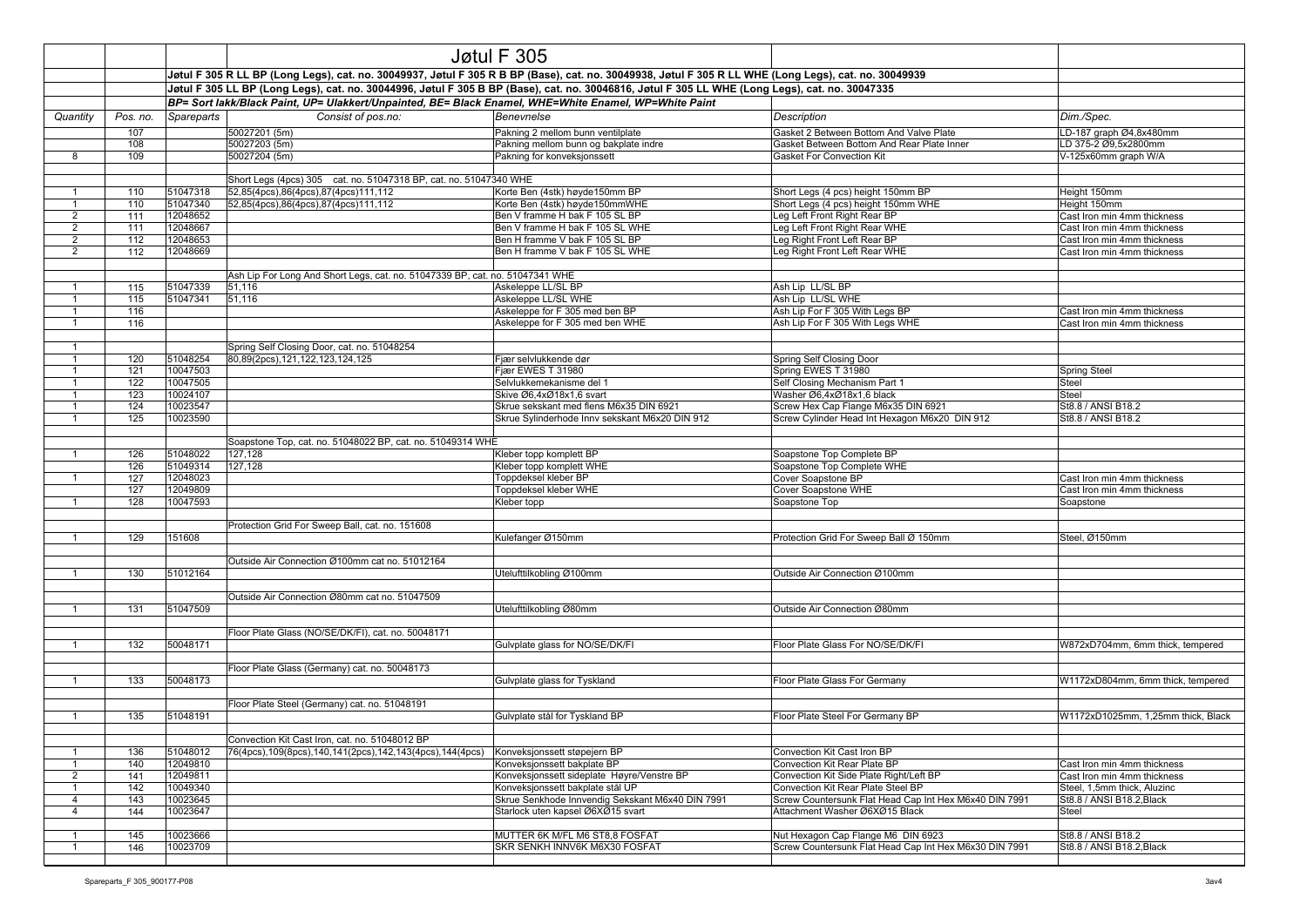# Jøtul F 305

**Jøtul F 305 R LL BP (Long Legs), cat. no. 30049937, Jøtul F 305 R B BP (Base), cat. no. 30049938, Jøtul F 305 R LL WHE (Long Legs), cat. no. 30049939**

**Jøtul F 305 LL BP (Long Legs), cat. no. 30044996, Jøtul F 305 B BP (Base), cat. no. 30046816, Jøtul F 305 LL WHE (Long Legs), cat. no. 30047335**

***BP= Sort lakk/Black Paint, UP= Ulakkert/Unpainted, BE= Black Enamel, WHE=White Enamel, WP=White Paint***

| *Quantity* | *Pos. no.* | *Spareparts* | *Consist of pos.no:* | *Benevnelse* | *Description* | *Dim./Spec.* |
|---|---|---|---|---|---|---|
| | 107 | | 50027201 (5m) | Pakning 2 mellom bunn ventilplate | Gasket 2 Between Bottom And Valve Plate | LD-187 graph Ø4,8x480mm |
| | 108 | | 50027203 (5m) | Pakning mellom bunn og bakplate indre | Gasket Between Bottom And Rear Plate Inner | LD 375-2 Ø9,5x2800mm |
| 8 | 109 | | 50027204 (5m) | Pakning for konveksjonssett | Gasket For Convection Kit | V-125x60mm graph W/A |
| | | | | | | |
| | | | Short Legs (4pcs) 305 cat. no. 51047318 BP, cat. no. 51047340 WHE | | | |
| 1 | 110 | 51047318 | 52,85(4pcs),86(4pcs),87(4pcs)111,112 | Korte Ben (4stk) høyde150mm BP | Short Legs (4 pcs) height 150mm BP | Height 150mm |
| 1 | 110 | 51047340 | 52,85(4pcs),86(4pcs),87(4pcs)111,112 | Korte Ben (4stk) høyde150mmWHE | Short Legs (4 pcs) height 150mm WHE | Height 150mm |
| 2 | 111 | 12048652 | | Ben V framme H bak F 105 SL BP | Leg Left Front Right Rear BP | Cast Iron min 4mm thickness |
| 2 | 111 | 12048667 | | Ben V framme H bak F 105 SL WHE | Leg Left Front Right Rear WHE | Cast Iron min 4mm thickness |
| 2 | 112 | 12048653 | | Ben H framme V bak F 105 SL BP | Leg Right Front Left Rear BP | Cast Iron min 4mm thickness |
| 2 | 112 | 12048669 | | Ben H framme V bak F 105 SL WHE | Leg Right Front Left Rear WHE | Cast Iron min 4mm thickness |
| | | | | | | |
| | | | Ash Lip For Long And Short Legs, cat. no. 51047339 BP, cat. no. 51047341 WHE | | | |
| 1 | 115 | 51047339 | 51,116 | Askeleppe LL/SL BP | Ash Lip LL/SL BP | |
| 1 | 115 | 51047341 | 51,116 | Askeleppe LL/SL WHE | Ash Lip LL/SL WHE | |
| 1 | 116 | | | Askeleppe for F 305 med ben BP | Ash Lip For F 305 With Legs BP | Cast Iron min 4mm thickness |
| 1 | 116 | | | Askeleppe for F 305 med ben WHE | Ash Lip For F 305 With Legs WHE | Cast Iron min 4mm thickness |
| | | | | | | |
| 1 | | | Spring Self Closing Door, cat. no. 51048254 | | | |
| 1 | 120 | 51048254 | 80,89(2pcs),121,122,123,124,125 | Fjær selvlukkende dør | Spring Self Closing Door | |
| 1 | 121 | 10047503 | | Fjær EWES T 31980 | Spring EWES T 31980 | Spring Steel |
| 1 | 122 | 10047505 | | Selvlukkemekanisme del 1 | Self Closing Mechanism Part 1 | Steel |
| 1 | 123 | 10024107 | | Skive Ø6,4xØ18x1,6 svart | Washer Ø6,4xØ18x1,6 black | Steel |
| 1 | 124 | 10023547 | | Skrue sekskant med flens M6x35 DIN 6921 | Screw Hex Cap Flange M6x35 DIN 6921 | St8.8 / ANSI B18.2 |
| 1 | 125 | 10023590 | | Skrue Sylinderhode Innv sekskant M6x20 DIN 912 | Screw Cylinder Head Int Hexagon M6x20 DIN 912 | St8.8 / ANSI B18.2 |
| | | | | | | |
| | | | Soapstone Top, cat. no. 51048022 BP, cat. no. 51049314 WHE | | | |
| 1 | 126 | 51048022 | 127,128 | Kleber topp komplett BP | Soapstone Top Complete BP | |
| | 126 | 51049314 | 127,128 | Kleber topp komplett WHE | Soapstone Top Complete WHE | |
| 1 | 127 | 12048023 | | Toppdeksel kleber BP | Cover Soapstone BP | Cast Iron min 4mm thickness |
| | 127 | 12049809 | | Toppdeksel kleber WHE | Cover Soapstone WHE | Cast Iron min 4mm thickness |
| 1 | 128 | 10047593 | | Kleber topp | Soapstone Top | Soapstone |
| | | | | | | |
| | | | Protection Grid For Sweep Ball, cat. no. 151608 | | | |
| 1 | 129 | 151608 | | Kulefanger Ø150mm | Protection Grid For Sweep Ball Ø 150mm | Steel, Ø150mm |
| | | | | | | |
| | | | Outside Air Connection Ø100mm cat no. 51012164 | | | |
| 1 | 130 | 51012164 | | Utelufttilkobling Ø100mm | Outside Air Connection Ø100mm | |
| | | | | | | |
| | | | Outside Air Connection Ø80mm cat no. 51047509 | | | |
| 1 | 131 | 51047509 | | Utelufttilkobling Ø80mm | Outside Air Connection Ø80mm | |
| | | | | | | |
| | | | Floor Plate Glass (NO/SE/DK/FI), cat. no. 50048171 | | | |
| 1 | 132 | 50048171 | | Gulvplate glass for NO/SE/DK/FI | Floor Plate Glass For NO/SE/DK/FI | W872xD704mm, 6mm thick, tempered |
| | | | | | | |
| | | | Floor Plate Glass (Germany) cat. no. 50048173 | | | |
| 1 | 133 | 50048173 | | Gulvplate glass for Tyskland | Floor Plate Glass For Germany | W1172xD804mm, 6mm thick, tempered |
| | | | | | | |
| | | | Floor Plate Steel (Germany) cat. no. 51048191 | | | |
| 1 | 135 | 51048191 | | Gulvplate stål for Tyskland BP | Floor Plate Steel For Germany BP | W1172xD1025mm, 1,25mm thick, Black |
| | | | | | | |
| | | | Convection Kit Cast Iron, cat. no. 51048012 BP | | | |
| 1 | 136 | 51048012 | 76(4pcs),109(8pcs),140,141(2pcs),142,143(4pcs),144(4pcs) | Konveksjonssett støpejern BP | Convection Kit Cast Iron BP | |
| 1 | 140 | 12049810 | | Konveksjonssett bakplate BP | Convection Kit Rear Plate BP | Cast Iron min 4mm thickness |
| 2 | 141 | 12049811 | | Konveksjonssett sideplate Høyre/Venstre BP | Convection Kit Side Plate Right/Left BP | Cast Iron min 4mm thickness |
| 1 | 142 | 10049340 | | Konveksjonssett bakplate stål UP | Convection Kit Rear Plate Steel BP | Steel, 1,5mm thick, Aluzinc |
| 4 | 143 | 10023645 | | Skrue Senkhode Innvendig Sekskant M6x40 DIN 7991 | Screw Countersunk Flat Head Cap Int Hex M6x40 DIN 7991 | St8.8 / ANSI B18.2,Black |
| 4 | 144 | 10023647 | | Starlock uten kapsel Ø6XØ15 svart | Attachment Washer Ø6XØ15 Black | Steel |
| | | | | | | |
| 1 | 145 | 10023666 | | MUTTER 6K M/FL M6 ST8,8 FOSFAT | Nut Hexagon Cap Flange M6 DIN 6923 | St8.8 / ANSI B18.2 |
| 1 | 146 | 10023709 | | SKR SENKH INNV6K M6X30 FOSFAT | Screw Countersunk Flat Head Cap Int Hex M6x30 DIN 7991 | St8.8 / ANSI B18.2,Black |

Spareparts_F 305_900177-P08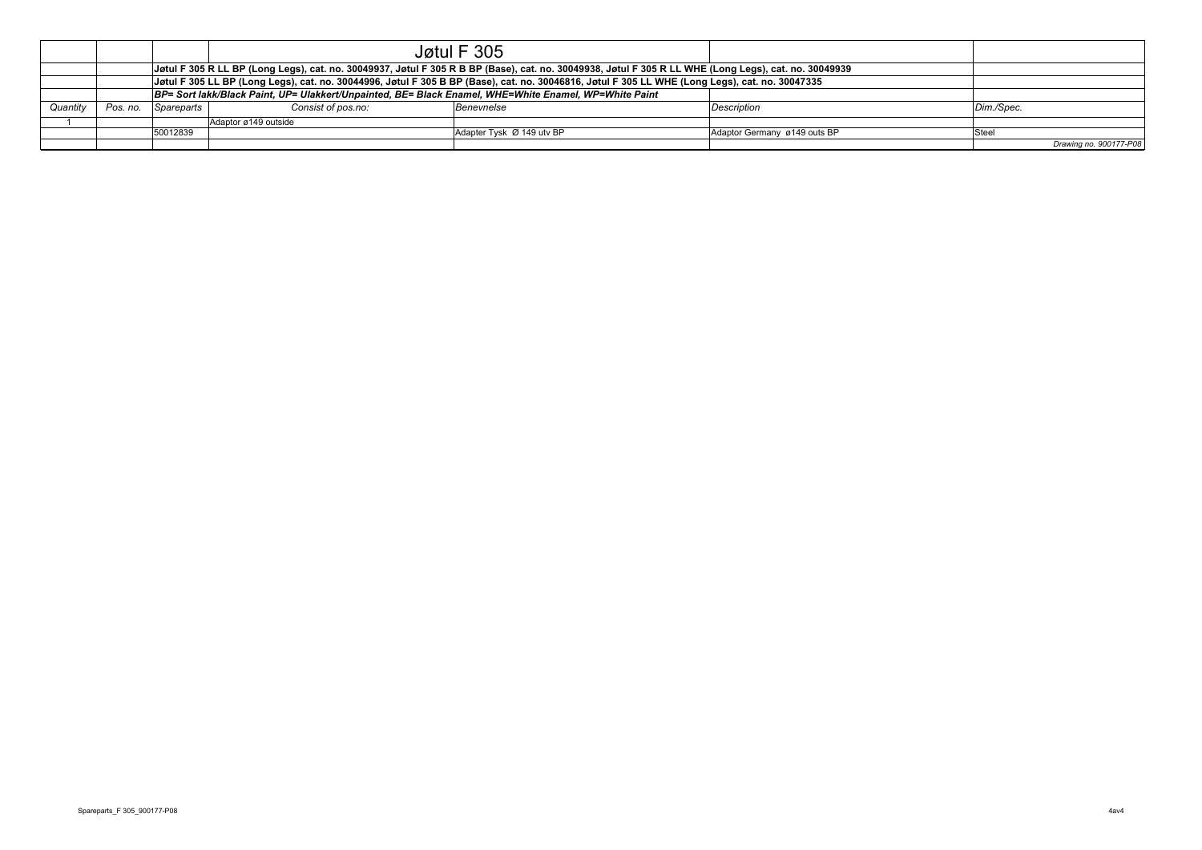| | | | | | | |
|---|---|---|---|---|---|---|
| | | | Jøtul F 305 | | | |
| | | Jøtul F 305 R LL BP (Long Legs), cat. no. 30049937, Jøtul F 305 R B BP (Base), cat. no. 30049938, Jøtul F 305 R LL WHE (Long Legs), cat. no. 30049939 | | | | |
| | | Jøtul F 305 LL BP (Long Legs), cat. no. 30044996, Jøtul F 305 B BP (Base), cat. no. 30046816, Jøtul F 305 LL WHE (Long Legs), cat. no. 30047335 | | | | |
| | | BP= Sort lakk/Black Paint, UP= Ulakkert/Unpainted, BE= Black Enamel, WHE=White Enamel, WP=White Paint | | | | |
| *Quantity* | *Pos. no.* | *Spareparts* | *Consist of pos.no:* | *Benevnelse* | *Description* | *Dim./Spec.* |
| 1 | | | Adaptor ø149 outside | | | |
| | | 50012839 | | Adapter Tysk Ø 149 utv BP | Adaptor Germany ø149 outs BP | Steel |
| | | | | | | *Drawing no. 900177-P08* |